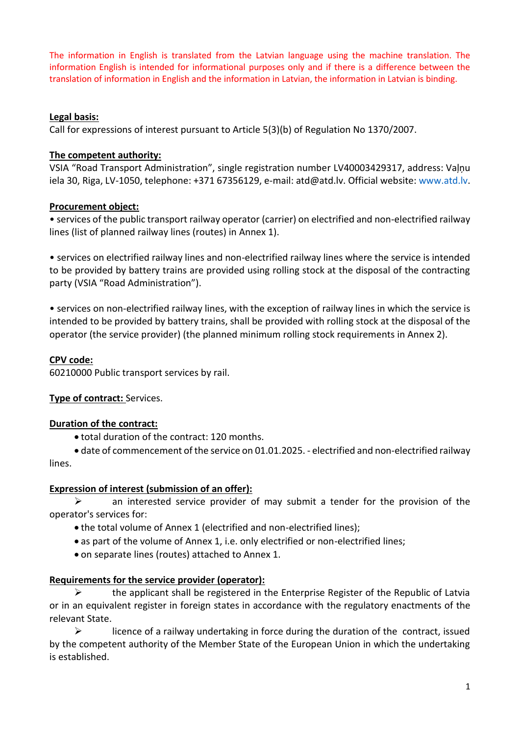The information in English is translated from the Latvian language using the machine translation. The information English is intended for informational purposes only and if there is a difference between the translation of information in English and the information in Latvian, the information in Latvian is binding.

**Legal basis:**

Call for expressions of interest pursuant to Article 5(3)(b) of Regulation No 1370/2007.

**The competent authority:**

VSIA "Road Transport Administration", single registration number LV40003429317, address: Vaļņu iela 30, Riga, LV-1050, telephone: +371 67356129, e-mail: atd@atd.lv. Official website: www.atd.lv.

**Procurement object:**

• services of the public transport railway operator (carrier) on electrified and non-electrified railway lines (list of planned railway lines (routes) in Annex 1).

• services on electrified railway lines and non-electrified railway lines where the service is intended to be provided by battery trains are provided using rolling stock at the disposal of the contracting party (VSIA "Road Administration").

• services on non-electrified railway lines, with the exception of railway lines in which the service is intended to be provided by battery trains, shall be provided with rolling stock at the disposal of the operator (the service provider) (the planned minimum rolling stock requirements in Annex 2).

**CPV code:**

60210000 Public transport services by rail.

**Type of contract:** Services.

**Duration of the contract:**

- total duration of the contract: 120 months.
- date of commencement of the service on 01.01.2025. - electrified and non-electrified railway lines.

**Expression of interest (submission of an offer):**

➢ an interested service provider of may submit a tender for the provision of the operator's services for:

- the total volume of Annex 1 (electrified and non-electrified lines);
- as part of the volume of Annex 1, i.e. only electrified or non-electrified lines;
- on separate lines (routes) attached to Annex 1.

**Requirements for the service provider (operator):**

➢ the applicant shall be registered in the Enterprise Register of the Republic of Latvia or in an equivalent register in foreign states in accordance with the regulatory enactments of the relevant State.

➢ licence of a railway undertaking in force during the duration of the contract, issued by the competent authority of the Member State of the European Union in which the undertaking is established.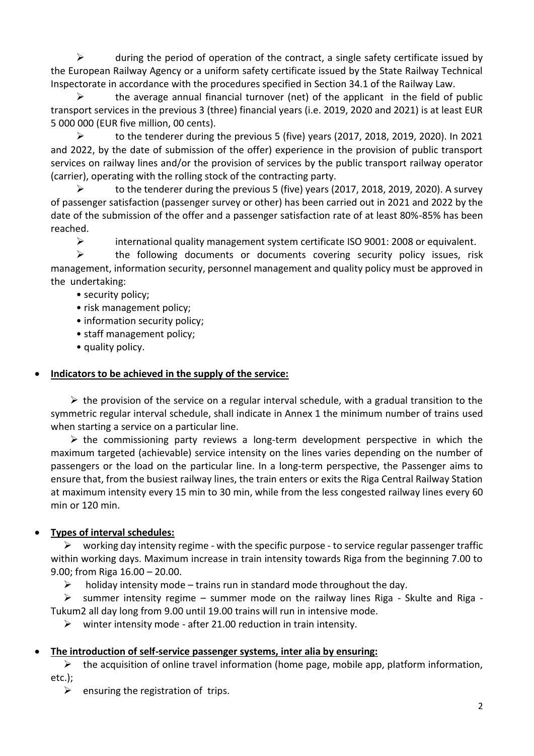- during the period of operation of the contract, a single safety certificate issued by the European Railway Agency or a uniform safety certificate issued by the State Railway Technical Inspectorate in accordance with the procedures specified in Section 34.1 of the Railway Law.
- the average annual financial turnover (net) of the applicant in the field of public transport services in the previous 3 (three) financial years (i.e. 2019, 2020 and 2021) is at least EUR 5 000 000 (EUR five million, 00 cents).
- to the tenderer during the previous 5 (five) years (2017, 2018, 2019, 2020). In 2021 and 2022, by the date of submission of the offer) experience in the provision of public transport services on railway lines and/or the provision of services by the public transport railway operator (carrier), operating with the rolling stock of the contracting party.
- to the tenderer during the previous 5 (five) years (2017, 2018, 2019, 2020). A survey of passenger satisfaction (passenger survey or other) has been carried out in 2021 and 2022 by the date of the submission of the offer and a passenger satisfaction rate of at least 80%-85% has been reached.
- international quality management system certificate ISO 9001: 2008 or equivalent.
- the following documents or documents covering security policy issues, risk management, information security, personnel management and quality policy must be approved in the undertaking:
  - security policy;
  - risk management policy;
  - information security policy;
  - staff management policy;
  - quality policy.

- **Indicators to be achieved in the supply of the service:**

  - the provision of the service on a regular interval schedule, with a gradual transition to the symmetric regular interval schedule, shall indicate in Annex 1 the minimum number of trains used when starting a service on a particular line.
  - the commissioning party reviews a long-term development perspective in which the maximum targeted (achievable) service intensity on the lines varies depending on the number of passengers or the load on the particular line. In a long-term perspective, the Passenger aims to ensure that, from the busiest railway lines, the train enters or exits the Riga Central Railway Station at maximum intensity every 15 min to 30 min, while from the less congested railway lines every 60 min or 120 min.

- **Types of interval schedules:**

  - working day intensity regime - with the specific purpose - to service regular passenger traffic within working days. Maximum increase in train intensity towards Riga from the beginning 7.00 to 9.00; from Riga 16.00 – 20.00.
  - holiday intensity mode – trains run in standard mode throughout the day.
  - summer intensity regime – summer mode on the railway lines Riga - Skulte and Riga - Tukum2 all day long from 9.00 until 19.00 trains will run in intensive mode.
  - winter intensity mode - after 21.00 reduction in train intensity.

- **The introduction of self-service passenger systems, inter alia by ensuring:**

  - the acquisition of online travel information (home page, mobile app, platform information, etc.);
  - ensuring the registration of trips.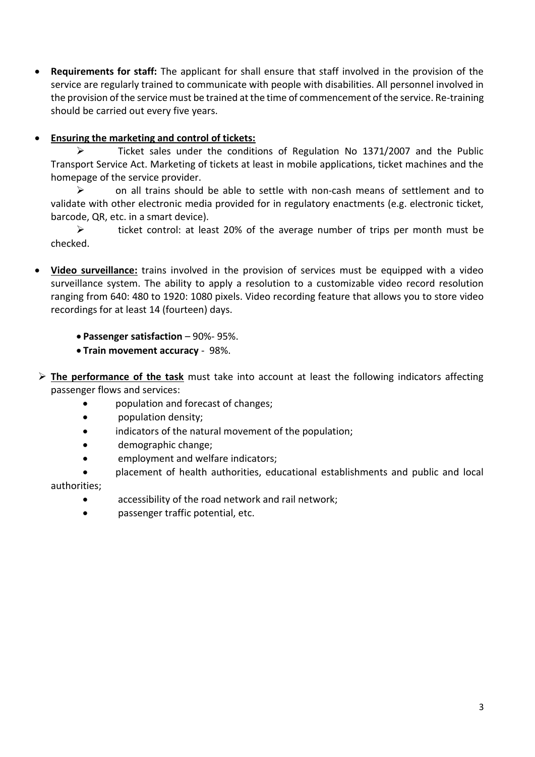- **Requirements for staff:** The applicant for shall ensure that staff involved in the provision of the service are regularly trained to communicate with people with disabilities. All personnel involved in the provision of the service must be trained at the time of commencement of the service. Re-training should be carried out every five years.

- **Ensuring the marketing and control of tickets:**
  - Ticket sales under the conditions of Regulation No 1371/2007 and the Public Transport Service Act. Marketing of tickets at least in mobile applications, ticket machines and the homepage of the service provider.
  - on all trains should be able to settle with non-cash means of settlement and to validate with other electronic media provided for in regulatory enactments (e.g. electronic ticket, barcode, QR, etc. in a smart device).
  - ticket control: at least 20% of the average number of trips per month must be checked.

- **Video surveillance:** trains involved in the provision of services must be equipped with a video surveillance system. The ability to apply a resolution to a customizable video record resolution ranging from 640: 480 to 1920: 1080 pixels. Video recording feature that allows you to store video recordings for at least 14 (fourteen) days.
  - **Passenger satisfaction** – 90%- 95%.
  - **Train movement accuracy** - 98%.

- **The performance of the task** must take into account at least the following indicators affecting passenger flows and services:
  - population and forecast of changes;
  - population density;
  - indicators of the natural movement of the population;
  - demographic change;
  - employment and welfare indicators;
  - placement of health authorities, educational establishments and public and local authorities;
  - accessibility of the road network and rail network;
  - passenger traffic potential, etc.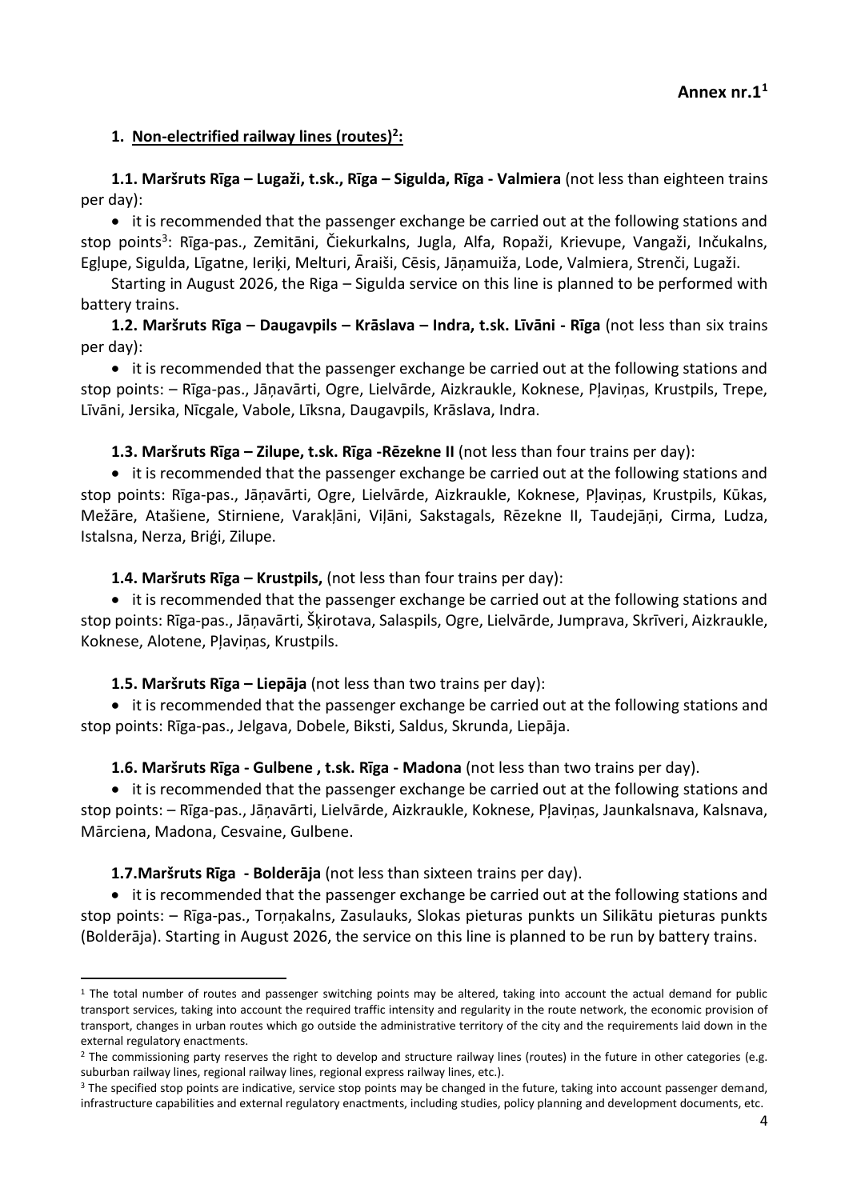**Annex nr.1**[1]

## 1. Non-electrified railway lines (routes)[2]:

**1.1. Maršruts Rīga – Lugaži, t.sk., Rīga – Sigulda, Rīga - Valmiera** (not less than eighteen trains per day):

- it is recommended that the passenger exchange be carried out at the following stations and stop points[3]: Rīga-pas., Zemitāni, Čiekurkalns, Jugla, Alfa, Ropaži, Krievupe, Vangaži, Inčukalns, Egļupe, Sigulda, Līgatne, Ieriķi, Melturi, Āraiši, Cēsis, Jāņamuiža, Lode, Valmiera, Strenči, Lugaži.

Starting in August 2026, the Riga – Sigulda service on this line is planned to be performed with battery trains.

**1.2. Maršruts Rīga – Daugavpils – Krāslava – Indra, t.sk. Līvāni - Rīga** (not less than six trains per day):

- it is recommended that the passenger exchange be carried out at the following stations and stop points: – Rīga-pas., Jāņavārti, Ogre, Lielvārde, Aizkraukle, Koknese, Pļaviņas, Krustpils, Trepe, Līvāni, Jersika, Nīcgale, Vabole, Līksna, Daugavpils, Krāslava, Indra.

**1.3. Maršruts Rīga – Zilupe, t.sk. Rīga -Rēzekne II** (not less than four trains per day):

- it is recommended that the passenger exchange be carried out at the following stations and stop points: Rīga-pas., Jāņavārti, Ogre, Lielvārde, Aizkraukle, Koknese, Pļaviņas, Krustpils, Kūkas, Mežāre, Atašiene, Stirniene, Varakļāni, Viļāni, Sakstagals, Rēzekne II, Taudejāņi, Cirma, Ludza, Istalsna, Nerza, Briģi, Zilupe.

**1.4. Maršruts Rīga – Krustpils,** (not less than four trains per day):

- it is recommended that the passenger exchange be carried out at the following stations and stop points: Rīga-pas., Jāņavārti, Šķirotava, Salaspils, Ogre, Lielvārde, Jumprava, Skrīveri, Aizkraukle, Koknese, Alotene, Pļaviņas, Krustpils.

**1.5. Maršruts Rīga – Liepāja** (not less than two trains per day):

- it is recommended that the passenger exchange be carried out at the following stations and stop points: Rīga-pas., Jelgava, Dobele, Biksti, Saldus, Skrunda, Liepāja.

**1.6. Maršruts Rīga - Gulbene , t.sk. Rīga - Madona** (not less than two trains per day).

- it is recommended that the passenger exchange be carried out at the following stations and stop points: – Rīga-pas., Jāņavārti, Lielvārde, Aizkraukle, Koknese, Pļaviņas, Jaunkalsnava, Kalsnava, Mārciena, Madona, Cesvaine, Gulbene.

**1.7.Maršruts Rīga - Bolderāja** (not less than sixteen trains per day).

- it is recommended that the passenger exchange be carried out at the following stations and stop points: – Rīga-pas., Torņakalns, Zasulauks, Slokas pieturas punkts un Silikātu pieturas punkts (Bolderāja). Starting in August 2026, the service on this line is planned to be run by battery trains.

---

[1] The total number of routes and passenger switching points may be altered, taking into account the actual demand for public transport services, taking into account the required traffic intensity and regularity in the route network, the economic provision of transport, changes in urban routes which go outside the administrative territory of the city and the requirements laid down in the external regulatory enactments.

[2] The commissioning party reserves the right to develop and structure railway lines (routes) in the future in other categories (e.g. suburban railway lines, regional railway lines, regional express railway lines, etc.).

[3] The specified stop points are indicative, service stop points may be changed in the future, taking into account passenger demand, infrastructure capabilities and external regulatory enactments, including studies, policy planning and development documents, etc.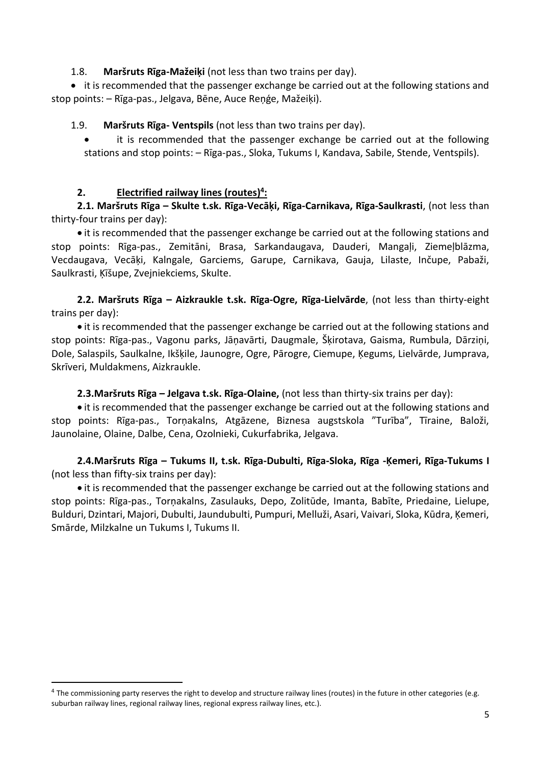1.8. **Maršruts Rīga-Mažeiķi** (not less than two trains per day).

- it is recommended that the passenger exchange be carried out at the following stations and stop points: – Rīga-pas., Jelgava, Bēne, Auce Reņģe, Mažeiķi).

1.9. **Maršruts Rīga- Ventspils** (not less than two trains per day).

- it is recommended that the passenger exchange be carried out at the following stations and stop points: – Rīga-pas., Sloka, Tukums I, Kandava, Sabile, Stende, Ventspils).

## 2. Electrified railway lines (routes)[4]:

**2.1. Maršruts Rīga – Skulte t.sk. Rīga-Vecāķi, Rīga-Carnikava, Rīga-Saulkrasti**, (not less than thirty-four trains per day):

- it is recommended that the passenger exchange be carried out at the following stations and stop points: Rīga-pas., Zemitāni, Brasa, Sarkandaugava, Dauderi, Mangaļi, Ziemeļblāzma, Vecdaugava, Vecāķi, Kalngale, Garciems, Garupe, Carnikava, Gauja, Lilaste, Inčupe, Pabaži, Saulkrasti, Ķīšupe, Zvejniekciems, Skulte.

**2.2. Maršruts Rīga – Aizkraukle t.sk. Rīga-Ogre, Rīga-Lielvārde**, (not less than thirty-eight trains per day):

- it is recommended that the passenger exchange be carried out at the following stations and stop points: Rīga-pas., Vagonu parks, Jāņavārti, Daugmale, Šķirotava, Gaisma, Rumbula, Dārziņi, Dole, Salaspils, Saulkalne, Ikšķile, Jaunogre, Ogre, Pārogre, Ciemupe, Ķegums, Lielvārde, Jumprava, Skrīveri, Muldakmens, Aizkraukle.

**2.3.Maršruts Rīga – Jelgava t.sk. Rīga-Olaine,** (not less than thirty-six trains per day):

- it is recommended that the passenger exchange be carried out at the following stations and stop points: Rīga-pas., Torņakalns, Atgāzene, Biznesa augstskola "Turība", Tīraine, Baloži, Jaunolaine, Olaine, Dalbe, Cena, Ozolnieki, Cukurfabrika, Jelgava.

**2.4.Maršruts Rīga – Tukums II, t.sk. Rīga-Dubulti, Rīga-Sloka, Rīga -Ķemeri, Rīga-Tukums I** (not less than fifty-six trains per day):

- it is recommended that the passenger exchange be carried out at the following stations and stop points: Rīga-pas., Torņakalns, Zasulauks, Depo, Zolitūde, Imanta, Babīte, Priedaine, Lielupe, Bulduri, Dzintari, Majori, Dubulti, Jaundubulti, Pumpuri, Melluži, Asari, Vaivari, Sloka, Kūdra, Ķemeri, Smārde, Milzkalne un Tukums I, Tukums II.

[4] The commissioning party reserves the right to develop and structure railway lines (routes) in the future in other categories (e.g. suburban railway lines, regional railway lines, regional express railway lines, etc.).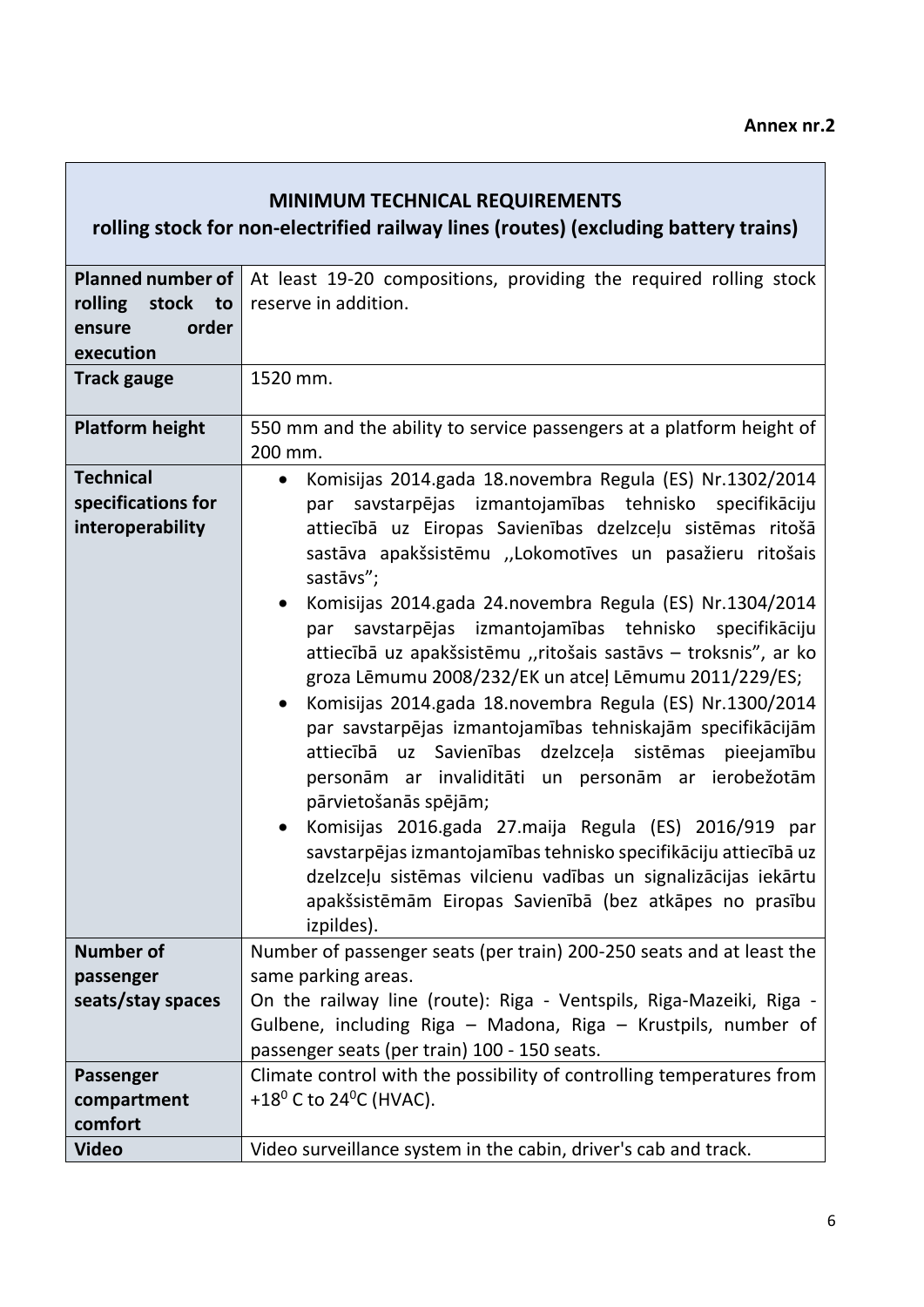**Annex nr.2**

| **MINIMUM TECHNICAL REQUIREMENTS**<br>**rolling stock for non-electrified railway lines (routes) (excluding battery trains)** | |
|---|---|
| **Planned number of rolling stock to ensure order execution** | At least 19-20 compositions, providing the required rolling stock reserve in addition. |
| **Track gauge** | 1520 mm. |
| **Platform height** | 550 mm and the ability to service passengers at a platform height of 200 mm. |
| **Technical specifications for interoperability** | • Komisijas 2014.gada 18.novembra Regula (ES) Nr.1302/2014 par savstarpējas izmantojamības tehnisko specifikāciju attiecībā uz Eiropas Savienības dzelzceļu sistēmas ritošā sastāva apakšsistēmu ,,Lokomotīves un pasažieru ritošais sastāvs";<br>• Komisijas 2014.gada 24.novembra Regula (ES) Nr.1304/2014 par savstarpējas izmantojamības tehnisko specifikāciju attiecībā uz apakšsistēmu ,,ritošais sastāvs – troksnis", ar ko groza Lēmumu 2008/232/EK un atceļ Lēmumu 2011/229/ES;<br>• Komisijas 2014.gada 18.novembra Regula (ES) Nr.1300/2014 par savstarpējas izmantojamības tehniskajām specifikācijām attiecībā uz Savienības dzelzceļa sistēmas pieejamību personām ar invaliditāti un personām ar ierobežotām pārvietošanās spējām;<br>• Komisijas 2016.gada 27.maija Regula (ES) 2016/919 par savstarpējas izmantojamības tehnisko specifikāciju attiecībā uz dzelzceļu sistēmas vilcienu vadības un signalizācijas iekārtu apakšsistēmām Eiropas Savienībā (bez atkāpes no prasību izpildes). |
| **Number of passenger seats/stay spaces** | Number of passenger seats (per train) 200-250 seats and at least the same parking areas.<br>On the railway line (route): Riga - Ventspils, Riga-Mazeiki, Riga - Gulbene, including Riga – Madona, Riga – Krustpils, number of passenger seats (per train) 100 - 150 seats. |
| **Passenger compartment comfort** | Climate control with the possibility of controlling temperatures from $+18^0$ C to $24^0$C (HVAC). |
| **Video** | Video surveillance system in the cabin, driver's cab and track. |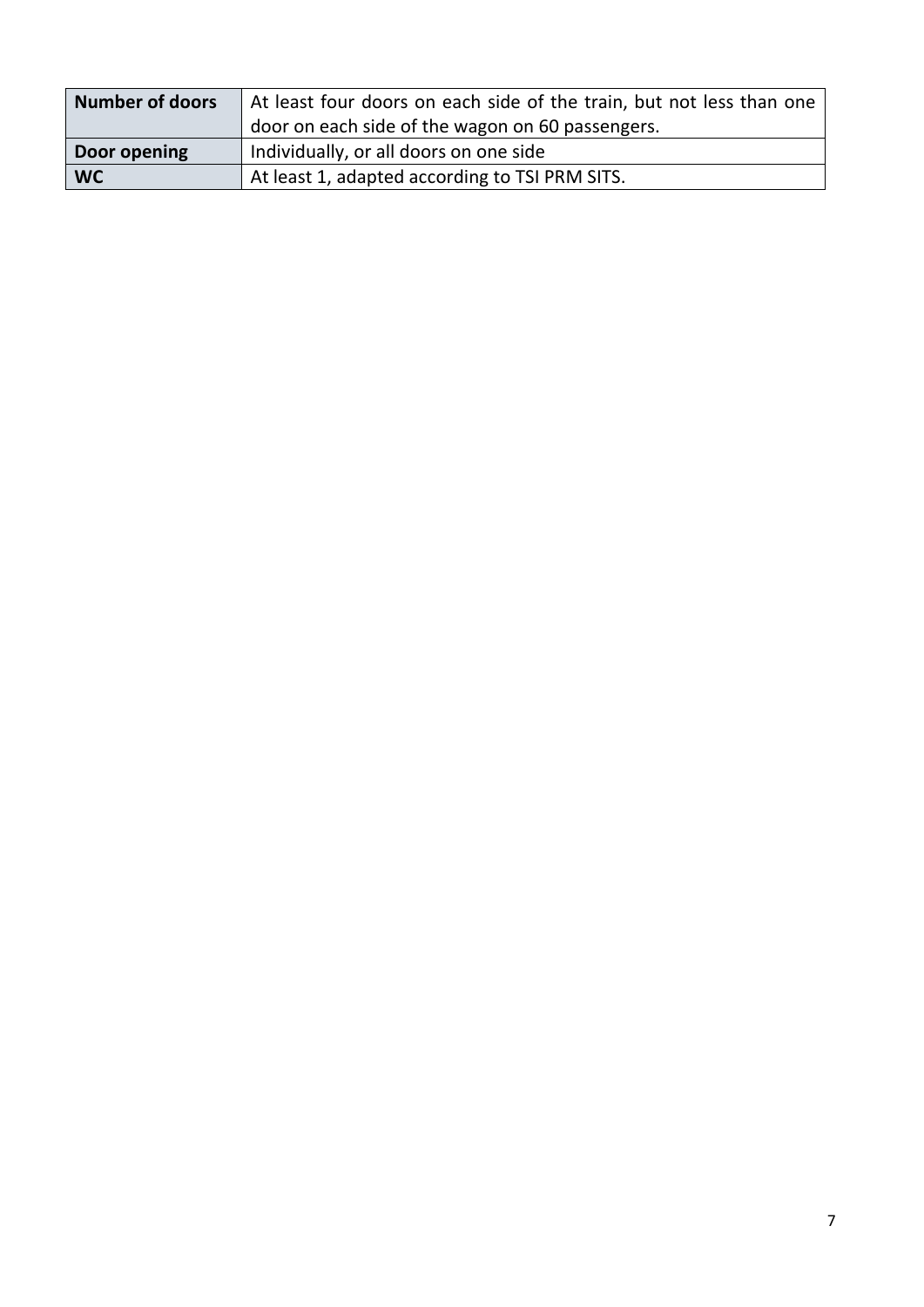| **Number of doors** | At least four doors on each side of the train, but not less than one door on each side of the wagon on 60 passengers. |
|---|---|
| **Door opening** | Individually, or all doors on one side |
| **WC** | At least 1, adapted according to TSI PRM SITS. |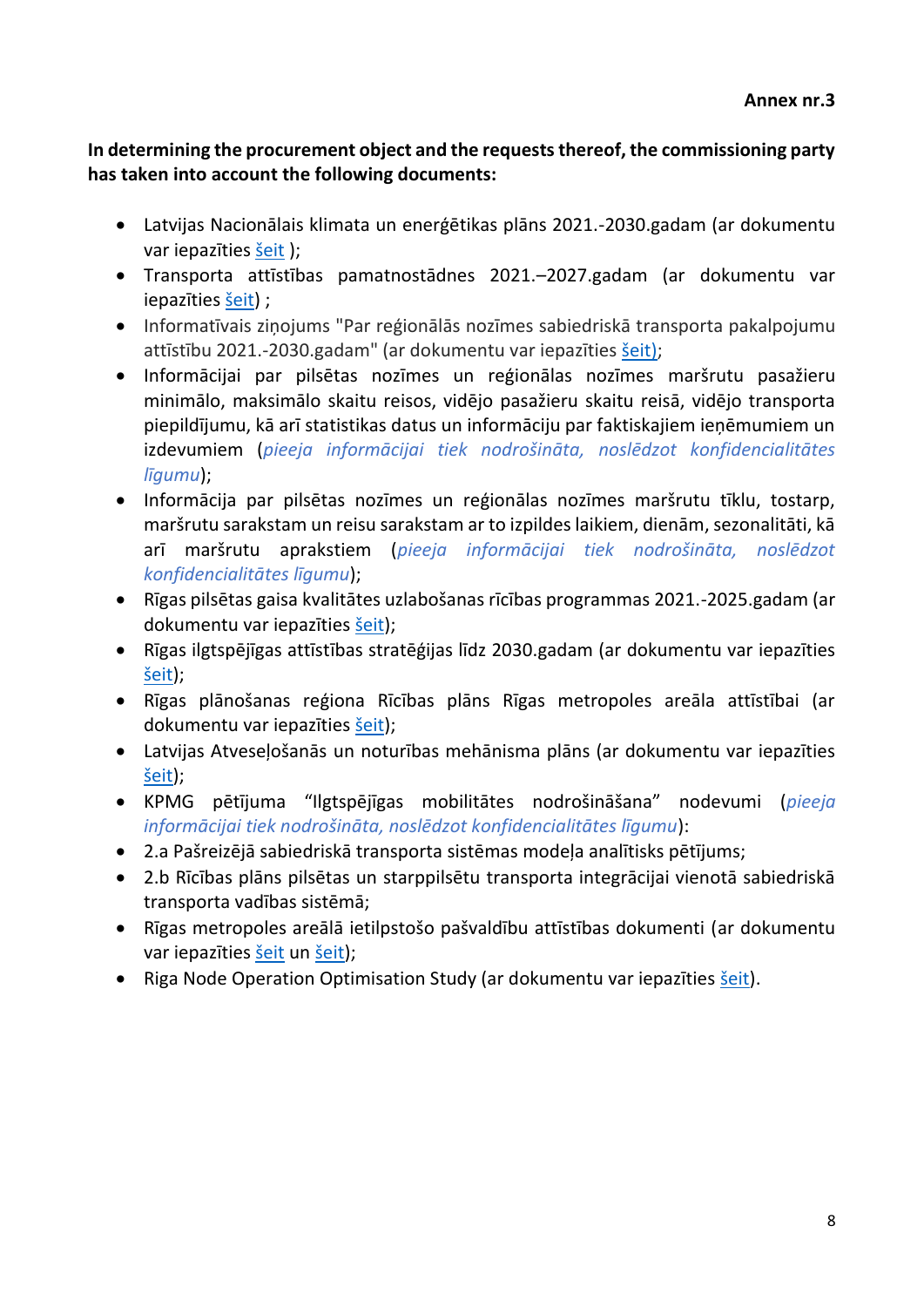**Annex nr.3**

**In determining the procurement object and the requests thereof, the commissioning party has taken into account the following documents:**

- Latvijas Nacionālais klimata un enerģētikas plāns 2021.-2030.gadam (ar dokumentu var iepazīties šeit );
- Transporta attīstības pamatnostādnes 2021.–2027.gadam (ar dokumentu var iepazīties šeit) ;
- Informatīvais ziņojums "Par reģionālās nozīmes sabiedriskā transporta pakalpojumu attīstību 2021.-2030.gadam" (ar dokumentu var iepazīties šeit);
- Informācijai par pilsētas nozīmes un reģionālas nozīmes maršrutu pasažieru minimālo, maksimālo skaitu reisos, vidējo pasažieru skaitu reisā, vidējo transporta piepildījumu, kā arī statistikas datus un informāciju par faktiskajiem ieņēmumiem un izdevumiem (*pieeja informācijai tiek nodrošināta, noslēdzot konfidencialitātes līgumu*);
- Informācija par pilsētas nozīmes un reģionālas nozīmes maršrutu tīklu, tostarp, maršrutu sarakstam un reisu sarakstam ar to izpildes laikiem, dienām, sezonalitāti, kā arī maršrutu aprakstiem (*pieeja informācijai tiek nodrošināta, noslēdzot konfidencialitātes līgumu*);
- Rīgas pilsētas gaisa kvalitātes uzlabošanas rīcības programmas 2021.-2025.gadam (ar dokumentu var iepazīties šeit);
- Rīgas ilgtspējīgas attīstības stratēģijas līdz 2030.gadam (ar dokumentu var iepazīties šeit);
- Rīgas plānošanas reģiona Rīcības plāns Rīgas metropoles areāla attīstībai (ar dokumentu var iepazīties šeit);
- Latvijas Atveseļošanās un noturības mehānisma plāns (ar dokumentu var iepazīties šeit);
- KPMG pētījuma "Ilgtspējīgas mobilitātes nodrošināšana" nodevumi (*pieeja informācijai tiek nodrošināta, noslēdzot konfidencialitātes līgumu*):
- 2.a Pašreizējā sabiedriskā transporta sistēmas modeļa analītisks pētījums;
- 2.b Rīcības plāns pilsētas un starppilsētu transporta integrācijai vienotā sabiedriskā transporta vadības sistēmā;
- Rīgas metropoles areālā ietilpstošo pašvaldību attīstības dokumenti (ar dokumentu var iepazīties šeit un šeit);
- Riga Node Operation Optimisation Study (ar dokumentu var iepazīties šeit).